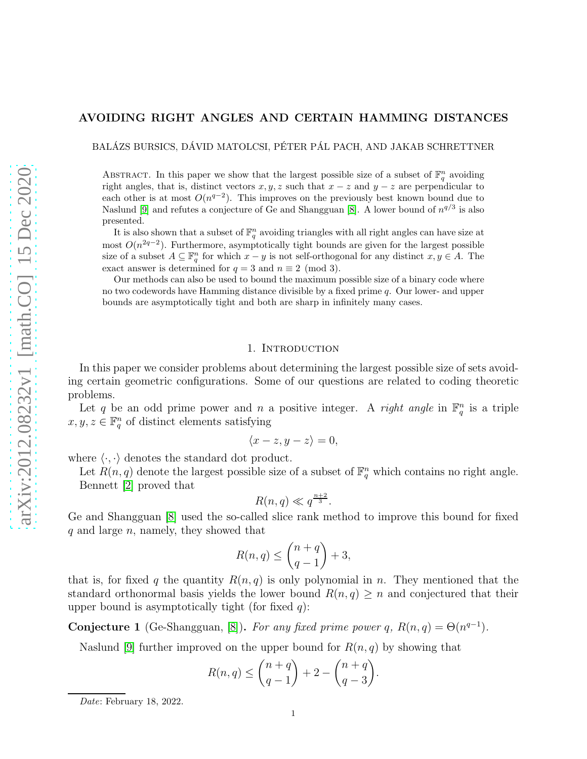# AVOIDING RIGHT ANGLES AND CERTAIN HAMMING DISTANCES

BALÁZS BURSICS, DÁVID MATOLCSI, PÉTER PÁL PACH, AND JAKAB SCHRETTNER

Abstract. In this paper we show that the largest possible size of a subset of $\mathbb{F}_q^n$ avoiding right angles, that is, distinct vectors $x, y, z$ such that $x - z$ and $y - z$ are perpendicular to each other is at most $O(n^{q-2})$. This improves on the previously best known bound due to Naslund [9] and refutes a conjecture of Ge and Shangguan [8]. A lower bound of $n^{q/3}$ is also presented.

It is also shown that a subset of $\mathbb{F}_q^n$ avoiding triangles with all right angles can have size at most $O(n^{2q-2})$. Furthermore, asymptotically tight bounds are given for the largest possible size of a subset $A \subseteq \mathbb{F}_q^n$ for which $x - y$ is not self-orthogonal for any distinct $x, y \in A$. The exact answer is determined for $q = 3$ and $n \equiv 2 \pmod 3$.

Our methods can also be used to bound the maximum possible size of a binary code where no two codewords have Hamming distance divisible by a fixed prime $q$. Our lower- and upper bounds are asymptotically tight and both are sharp in infinitely many cases.

## 1. Introduction

In this paper we consider problems about determining the largest possible size of sets avoiding certain geometric configurations. Some of our questions are related to coding theoretic problems.

Let $q$ be an odd prime power and $n$ a positive integer. A *right angle* in $\mathbb{F}_q^n$ is a triple $x, y, z \in \mathbb{F}_q^n$ of distinct elements satisfying

$$\langle x - z, y - z \rangle = 0,$$

where $\langle \cdot, \cdot \rangle$ denotes the standard dot product.

Let $R(n, q)$ denote the largest possible size of a subset of $\mathbb{F}_q^n$ which contains no right angle.

Bennett [2] proved that

$$R(n, q) \ll q^{\frac{n+2}{3}}.$$

Ge and Shangguan [8] used the so-called slice rank method to improve this bound for fixed $q$ and large $n$, namely, they showed that

$$R(n, q) \leq \binom{n+q}{q-1} + 3,$$

that is, for fixed $q$ the quantity $R(n, q)$ is only polynomial in $n$. They mentioned that the standard orthonormal basis yields the lower bound $R(n, q) \geq n$ and conjectured that their upper bound is asymptotically tight (for fixed $q$):

**Conjecture 1** (Ge-Shangguan, [8]). *For any fixed prime power $q$, $R(n, q) = \Theta(n^{q-1})$.*

Naslund [9] further improved on the upper bound for $R(n, q)$ by showing that

$$R(n, q) \leq \binom{n+q}{q-1} + 2 - \binom{n+q}{q-3}.$$

*Date*: February 18, 2022.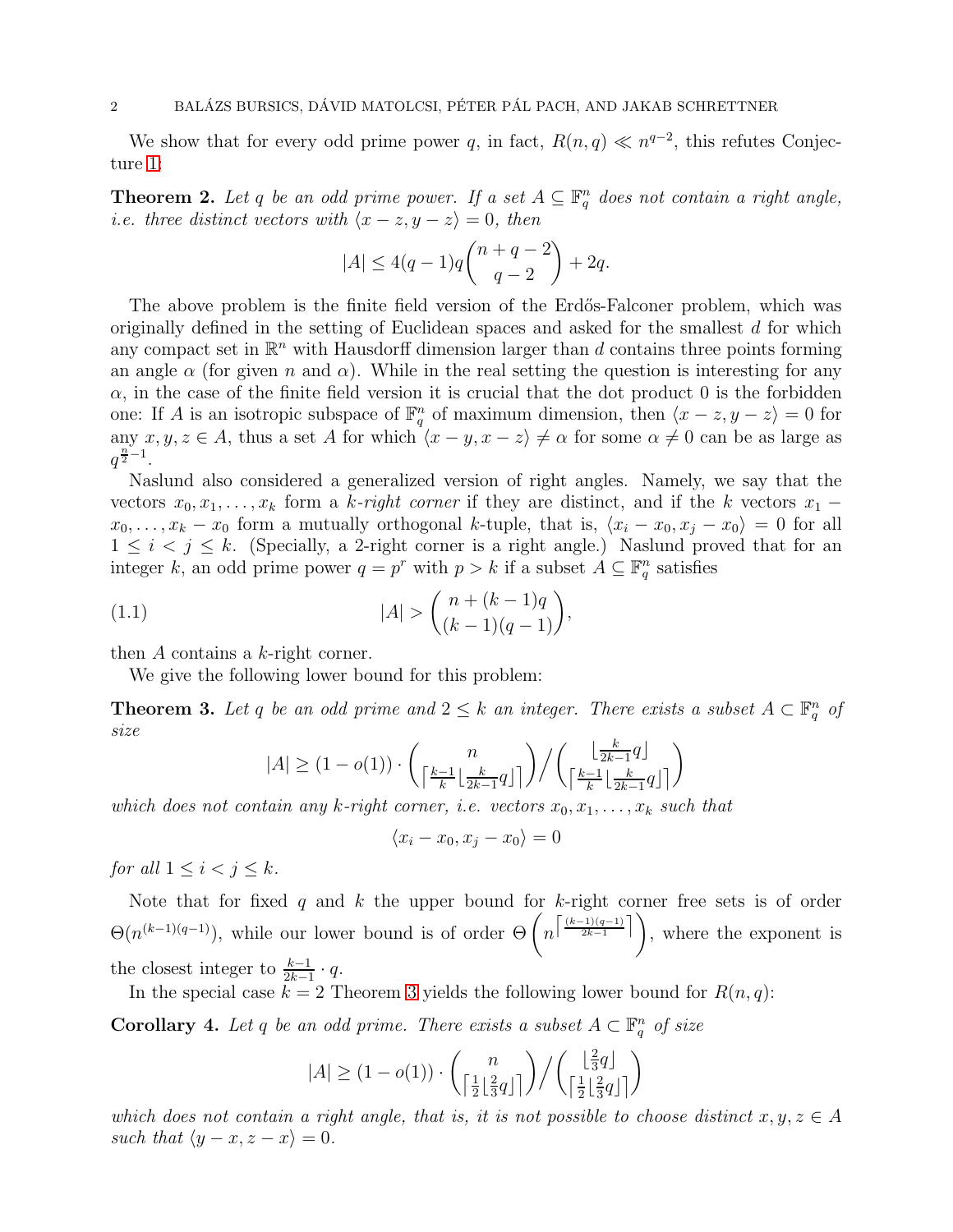We show that for every odd prime power $q$, in fact, $R(n,q) \ll n^{q-2}$, this refutes Conjecture 1:

**Theorem 2.** *Let $q$ be an odd prime power. If a set $A \subseteq \mathbb{F}_q^n$ does not contain a right angle, i.e. three distinct vectors with $\langle x-z, y-z\rangle = 0$, then*

$$|A| \le 4(q-1)q\binom{n+q-2}{q-2} + 2q.$$

The above problem is the finite field version of the Erdős-Falconer problem, which was originally defined in the setting of Euclidean spaces and asked for the smallest $d$ for which any compact set in $\mathbb{R}^n$ with Hausdorff dimension larger than $d$ contains three points forming an angle $\alpha$ (for given $n$ and $\alpha$). While in the real setting the question is interesting for any $\alpha$, in the case of the finite field version it is crucial that the dot product 0 is the forbidden one: If $A$ is an isotropic subspace of $\mathbb{F}_q^n$ of maximum dimension, then $\langle x-z, y-z\rangle = 0$ for any $x, y, z \in A$, thus a set $A$ for which $\langle x-y, x-z\rangle \neq \alpha$ for some $\alpha \neq 0$ can be as large as $q^{\frac{n}{2}-1}$.

Naslund also considered a generalized version of right angles. Namely, we say that the vectors $x_0, x_1, \dots, x_k$ form a *$k$-right corner* if they are distinct, and if the $k$ vectors $x_1 - x_0, \dots, x_k - x_0$ form a mutually orthogonal $k$-tuple, that is, $\langle x_i - x_0, x_j - x_0\rangle = 0$ for all $1 \le i < j \le k$. (Specially, a 2-right corner is a right angle.) Naslund proved that for an integer $k$, an odd prime power $q = p^r$ with $p > k$ if a subset $A \subseteq \mathbb{F}_q^n$ satisfies

$$|A| > \binom{n+(k-1)q}{(k-1)(q-1)}, \tag{1.1}$$

then $A$ contains a $k$-right corner.

We give the following lower bound for this problem:

**Theorem 3.** *Let $q$ be an odd prime and $2 \le k$ an integer. There exists a subset $A \subset \mathbb{F}_q^n$ of size*

$$|A| \ge (1-o(1)) \cdot \binom{n}{\lceil \frac{k-1}{k}\lfloor \frac{k}{2k-1}q\rfloor\rceil} \Big/ \binom{\lfloor \frac{k}{2k-1}q\rfloor}{\lceil \frac{k-1}{k}\lfloor \frac{k}{2k-1}q\rfloor\rceil}$$

*which does not contain any $k$-right corner, i.e. vectors $x_0, x_1, \dots, x_k$ such that*

$$\langle x_i - x_0, x_j - x_0\rangle = 0$$

*for all $1 \le i < j \le k$.*

Note that for fixed $q$ and $k$ the upper bound for $k$-right corner free sets is of order $\Theta(n^{(k-1)(q-1)})$, while our lower bound is of order $\Theta\left(n^{\left\lceil \frac{(k-1)(q-1)}{2k-1}\right\rceil}\right)$, where the exponent is the closest integer to $\frac{k-1}{2k-1} \cdot q$.

In the special case $k = 2$ Theorem 3 yields the following lower bound for $R(n,q)$:

**Corollary 4.** *Let $q$ be an odd prime. There exists a subset $A \subset \mathbb{F}_q^n$ of size*

$$|A| \ge (1-o(1)) \cdot \binom{n}{\lceil \frac{1}{2}\lfloor \frac{2}{3}q\rfloor\rceil} \Big/ \binom{\lfloor \frac{2}{3}q\rfloor}{\lceil \frac{1}{2}\lfloor \frac{2}{3}q\rfloor\rceil}$$

*which does not contain a right angle, that is, it is not possible to choose distinct $x, y, z \in A$ such that $\langle y-x, z-x\rangle = 0$.*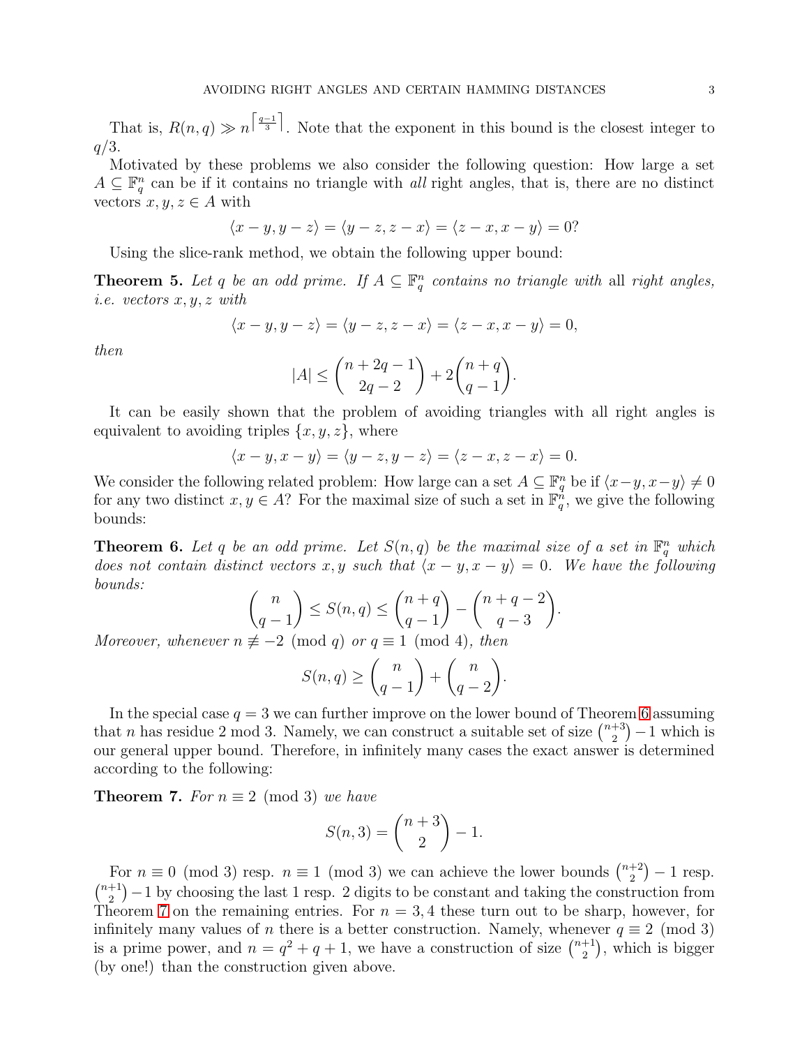That is, $R(n,q) \gg n^{\left\lceil \frac{q-1}{3} \right\rceil}$. Note that the exponent in this bound is the closest integer to $q/3$.

Motivated by these problems we also consider the following question: How large a set $A \subseteq \mathbb{F}_q^n$ can be if it contains no triangle with *all* right angles, that is, there are no distinct vectors $x, y, z \in A$ with

$$\langle x - y, y - z \rangle = \langle y - z, z - x \rangle = \langle z - x, x - y \rangle = 0?$$

Using the slice-rank method, we obtain the following upper bound:

**Theorem 5.** *Let $q$ be an odd prime. If $A \subseteq \mathbb{F}_q^n$ contains no triangle with* all *right angles, i.e. vectors $x, y, z$ with*

$$\langle x - y, y - z \rangle = \langle y - z, z - x \rangle = \langle z - x, x - y \rangle = 0,$$

*then*

$$|A| \leq \binom{n + 2q - 1}{2q - 2} + 2\binom{n + q}{q - 1}.$$

It can be easily shown that the problem of avoiding triangles with all right angles is equivalent to avoiding triples $\{x, y, z\}$, where

$$\langle x - y, x - y \rangle = \langle y - z, y - z \rangle = \langle z - x, z - x \rangle = 0.$$

We consider the following related problem: How large can a set $A \subseteq \mathbb{F}_q^n$ be if $\langle x - y, x - y \rangle \neq 0$ for any two distinct $x, y \in A$? For the maximal size of such a set in $\mathbb{F}_q^n$, we give the following bounds:

**Theorem 6.** *Let $q$ be an odd prime. Let $S(n,q)$ be the maximal size of a set in $\mathbb{F}_q^n$ which does not contain distinct vectors $x, y$ such that $\langle x - y, x - y \rangle = 0$. We have the following bounds:*

$$\binom{n}{q - 1} \leq S(n,q) \leq \binom{n + q}{q - 1} - \binom{n + q - 2}{q - 3}.$$

*Moreover, whenever $n \not\equiv -2 \pmod{q}$ or $q \equiv 1 \pmod{4}$, then*

$$S(n,q) \geq \binom{n}{q - 1} + \binom{n}{q - 2}.$$

In the special case $q = 3$ we can further improve on the lower bound of Theorem 6 assuming that $n$ has residue 2 mod 3. Namely, we can construct a suitable set of size $\binom{n+3}{2} - 1$ which is our general upper bound. Therefore, in infinitely many cases the exact answer is determined according to the following:

**Theorem 7.** *For $n \equiv 2 \pmod{3}$ we have*

$$S(n,3) = \binom{n + 3}{2} - 1.$$

For $n \equiv 0 \pmod{3}$ resp. $n \equiv 1 \pmod{3}$ we can achieve the lower bounds $\binom{n+2}{2} - 1$ resp. $\binom{n+1}{2} - 1$ by choosing the last 1 resp. 2 digits to be constant and taking the construction from Theorem 7 on the remaining entries. For $n = 3, 4$ these turn out to be sharp, however, for infinitely many values of $n$ there is a better construction. Namely, whenever $q \equiv 2 \pmod{3}$ is a prime power, and $n = q^2 + q + 1$, we have a construction of size $\binom{n+1}{2}$, which is bigger (by one!) than the construction given above.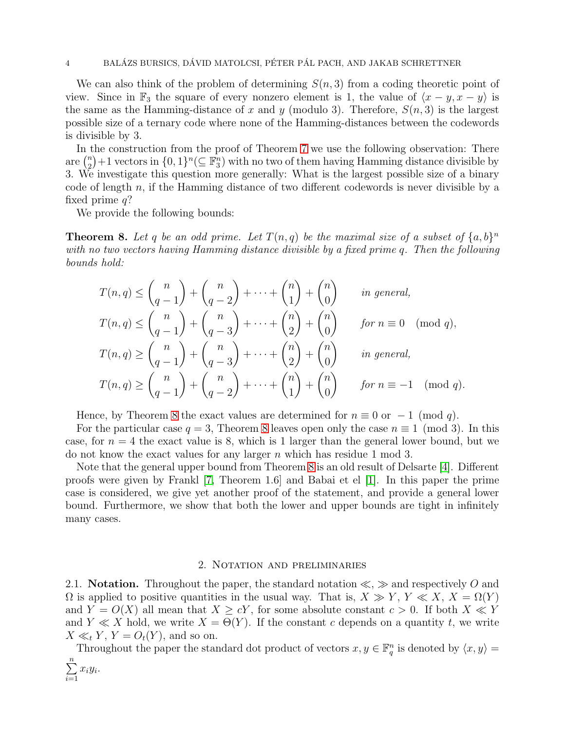We can also think of the problem of determining $S(n,3)$ from a coding theoretic point of view. Since in $\mathbb{F}_3$ the square of every nonzero element is 1, the value of $\langle x-y, x-y\rangle$ is the same as the Hamming-distance of $x$ and $y$ (modulo 3). Therefore, $S(n,3)$ is the largest possible size of a ternary code where none of the Hamming-distances between the codewords is divisible by 3.

In the construction from the proof of Theorem 7 we use the following observation: There are $\binom{n}{2}+1$ vectors in $\{0,1\}^n (\subseteq \mathbb{F}_3^n)$ with no two of them having Hamming distance divisible by 3. We investigate this question more generally: What is the largest possible size of a binary code of length $n$, if the Hamming distance of two different codewords is never divisible by a fixed prime $q$?

We provide the following bounds:

**Theorem 8.** *Let $q$ be an odd prime. Let $T(n,q)$ be the maximal size of a subset of $\{a,b\}^n$ with no two vectors having Hamming distance divisible by a fixed prime $q$. Then the following bounds hold:*

$$
\begin{aligned}
T(n,q) &\leq \binom{n}{q-1} + \binom{n}{q-2} + \cdots + \binom{n}{1} + \binom{n}{0} && \textit{in general,}\\
T(n,q) &\leq \binom{n}{q-1} + \binom{n}{q-3} + \cdots + \binom{n}{2} + \binom{n}{0} && \textit{for } n \equiv 0 \pmod{q},\\
T(n,q) &\geq \binom{n}{q-1} + \binom{n}{q-3} + \cdots + \binom{n}{2} + \binom{n}{0} && \textit{in general,}\\
T(n,q) &\geq \binom{n}{q-1} + \binom{n}{q-2} + \cdots + \binom{n}{1} + \binom{n}{0} && \textit{for } n \equiv -1 \pmod{q}.
\end{aligned}
$$

Hence, by Theorem 8 the exact values are determined for $n \equiv 0$ or $-1 \pmod{q}$.

For the particular case $q=3$, Theorem 8 leaves open only the case $n \equiv 1 \pmod 3$. In this case, for $n=4$ the exact value is 8, which is 1 larger than the general lower bound, but we do not know the exact values for any larger $n$ which has residue 1 mod 3.

Note that the general upper bound from Theorem 8 is an old result of Delsarte [4]. Different proofs were given by Frankl [7, Theorem 1.6] and Babai et el [1]. In this paper the prime case is considered, we give yet another proof of the statement, and provide a general lower bound. Furthermore, we show that both the lower and upper bounds are tight in infinitely many cases.

## 2. Notation and preliminaries

2.1. **Notation.** Throughout the paper, the standard notation $\ll, \gg$ and respectively $O$ and $\Omega$ is applied to positive quantities in the usual way. That is, $X \gg Y$, $Y \ll X$, $X = \Omega(Y)$ and $Y = O(X)$ all mean that $X \geq cY$, for some absolute constant $c > 0$. If both $X \ll Y$ and $Y \ll X$ hold, we write $X = \Theta(Y)$. If the constant $c$ depends on a quantity $t$, we write $X \ll_t Y$, $Y = O_t(Y)$, and so on.

Throughout the paper the standard dot product of vectors $x, y \in \mathbb{F}_q^n$ is denoted by $\langle x, y\rangle = \sum_{i=1}^{n} x_i y_i$.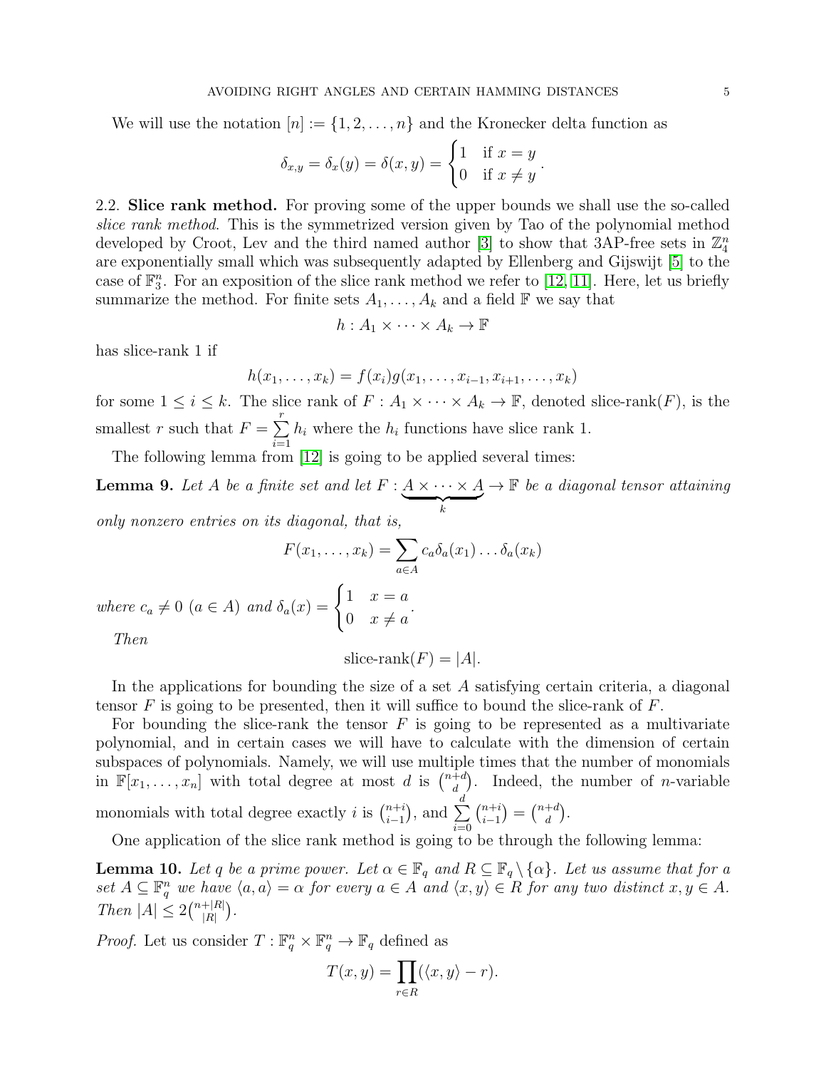We will use the notation $[n] := \{1, 2, \ldots, n\}$ and the Kronecker delta function as

$$\delta_{x,y} = \delta_x(y) = \delta(x,y) = \begin{cases} 1 & \text{if } x = y \\ 0 & \text{if } x \neq y \end{cases}.$$

2.2. **Slice rank method.** For proving some of the upper bounds we shall use the so-called *slice rank method*. This is the symmetrized version given by Tao of the polynomial method developed by Croot, Lev and the third named author [3] to show that 3AP-free sets in $\mathbb{Z}_4^n$ are exponentially small which was subsequently adapted by Ellenberg and Gijswijt [5] to the case of $\mathbb{F}_3^n$. For an exposition of the slice rank method we refer to [12, 11]. Here, let us briefly summarize the method. For finite sets $A_1, \ldots, A_k$ and a field $\mathbb{F}$ we say that

$$h : A_1 \times \cdots \times A_k \to \mathbb{F}$$

has slice-rank 1 if

$$h(x_1, \ldots, x_k) = f(x_i) g(x_1, \ldots, x_{i-1}, x_{i+1}, \ldots, x_k)$$

for some $1 \leq i \leq k$. The slice rank of $F : A_1 \times \cdots \times A_k \to \mathbb{F}$, denoted slice-rank$(F)$, is the smallest $r$ such that $F = \sum_{i=1}^{r} h_i$ where the $h_i$ functions have slice rank 1.

The following lemma from [12] is going to be applied several times:

**Lemma 9.** *Let $A$ be a finite set and let $F : \underbrace{A \times \cdots \times A}_{k} \to \mathbb{F}$ be a diagonal tensor attaining only nonzero entries on its diagonal, that is,*

$$F(x_1, \ldots, x_k) = \sum_{a \in A} c_a \delta_a(x_1) \ldots \delta_a(x_k)$$

*where $c_a \neq 0$ $(a \in A)$ and $\delta_a(x) = \begin{cases} 1 & x = a \\ 0 & x \neq a \end{cases}$.*

*Then*

$$\text{slice-rank}(F) = |A|.$$

In the applications for bounding the size of a set $A$ satisfying certain criteria, a diagonal tensor $F$ is going to be presented, then it will suffice to bound the slice-rank of $F$.

For bounding the slice-rank the tensor $F$ is going to be represented as a multivariate polynomial, and in certain cases we will have to calculate with the dimension of certain subspaces of polynomials. Namely, we will use multiple times that the number of monomials in $\mathbb{F}[x_1, \ldots, x_n]$ with total degree at most $d$ is $\binom{n+d}{d}$. Indeed, the number of $n$-variable monomials with total degree exactly $i$ is $\binom{n+i}{i-1}$, and $\sum_{i=0}^{d} \binom{n+i}{i-1} = \binom{n+d}{d}$.

One application of the slice rank method is going to be through the following lemma:

**Lemma 10.** *Let $q$ be a prime power. Let $\alpha \in \mathbb{F}_q$ and $R \subseteq \mathbb{F}_q \setminus \{\alpha\}$. Let us assume that for a set $A \subseteq \mathbb{F}_q^n$ we have $\langle a, a \rangle = \alpha$ for every $a \in A$ and $\langle x, y \rangle \in R$ for any two distinct $x, y \in A$. Then $|A| \leq 2\binom{n+|R|}{|R|}$.*

*Proof.* Let us consider $T : \mathbb{F}_q^n \times \mathbb{F}_q^n \to \mathbb{F}_q$ defined as

$$T(x, y) = \prod_{r \in R} (\langle x, y \rangle - r).$$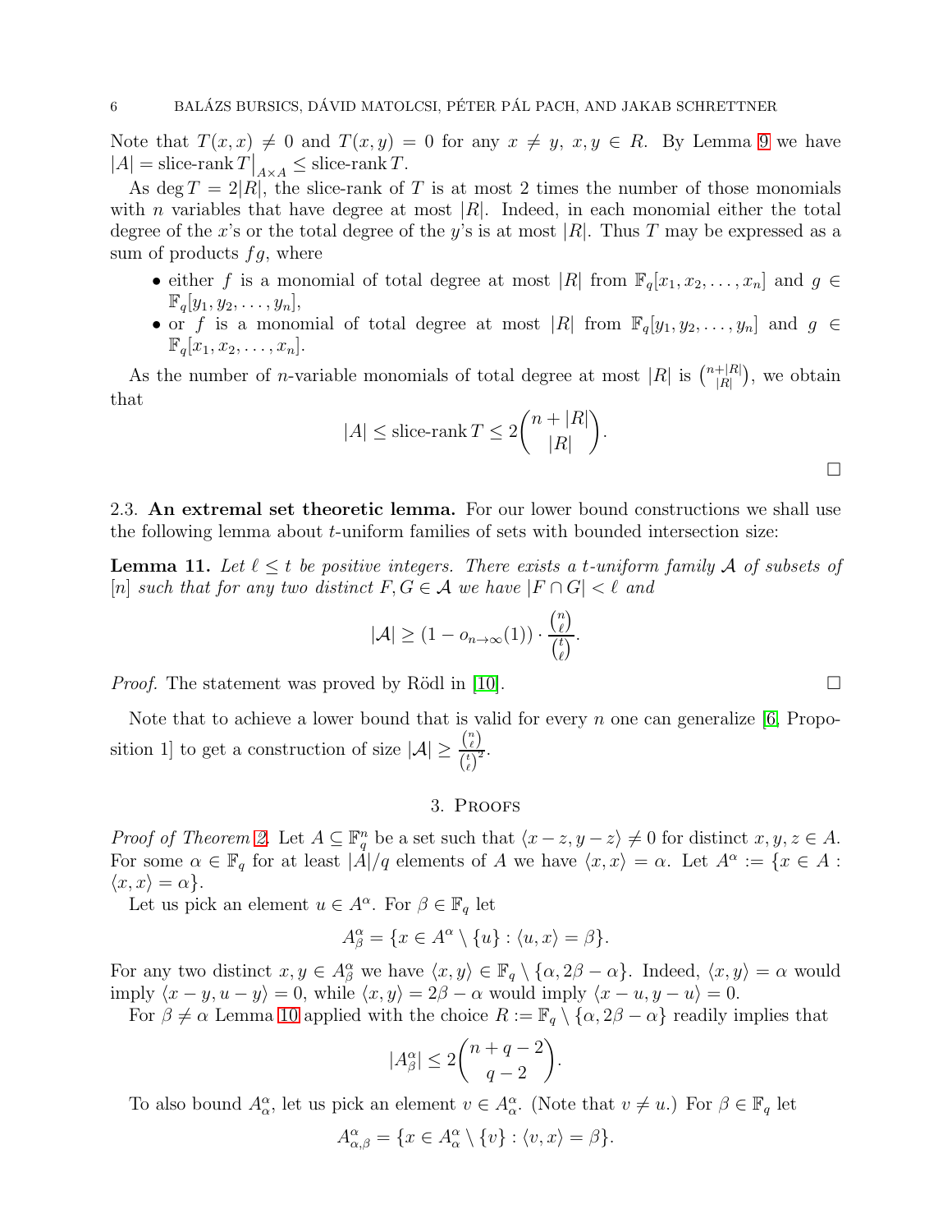Note that $T(x,x) \neq 0$ and $T(x,y) = 0$ for any $x \neq y$, $x,y \in R$. By Lemma 9 we have $|A| = \text{slice-rank}\, T\big|_{A\times A} \leq \text{slice-rank}\, T$.

As $\deg T = 2|R|$, the slice-rank of $T$ is at most 2 times the number of those monomials with $n$ variables that have degree at most $|R|$. Indeed, in each monomial either the total degree of the $x$'s or the total degree of the $y$'s is at most $|R|$. Thus $T$ may be expressed as a sum of products $fg$, where

- either $f$ is a monomial of total degree at most $|R|$ from $\mathbb{F}_q[x_1, x_2, \dots, x_n]$ and $g \in \mathbb{F}_q[y_1, y_2, \dots, y_n]$,
- or $f$ is a monomial of total degree at most $|R|$ from $\mathbb{F}_q[y_1, y_2, \dots, y_n]$ and $g \in \mathbb{F}_q[x_1, x_2, \dots, x_n]$.

As the number of $n$-variable monomials of total degree at most $|R|$ is $\binom{n+|R|}{|R|}$, we obtain that

$$|A| \leq \text{slice-rank}\, T \leq 2\binom{n+|R|}{|R|}.$$

□

### 2.3. An extremal set theoretic lemma.

For our lower bound constructions we shall use the following lemma about $t$-uniform families of sets with bounded intersection size:

**Lemma 11.** *Let $\ell \leq t$ be positive integers. There exists a $t$-uniform family $\mathcal{A}$ of subsets of $[n]$ such that for any two distinct $F, G \in \mathcal{A}$ we have $|F \cap G| < \ell$ and*

$$|\mathcal{A}| \geq (1 - o_{n\to\infty}(1)) \cdot \frac{\binom{n}{\ell}}{\binom{t}{\ell}}.$$

*Proof.* The statement was proved by Rödl in [10]. □

Note that to achieve a lower bound that is valid for every $n$ one can generalize [6, Proposition 1] to get a construction of size $|\mathcal{A}| \geq \frac{\binom{n}{\ell}}{\binom{t}{\ell}^2}$.

## 3. Proofs

*Proof of Theorem 2.* Let $A \subseteq \mathbb{F}_q^n$ be a set such that $\langle x-z, y-z\rangle \neq 0$ for distinct $x,y,z \in A$. For some $\alpha \in \mathbb{F}_q$ for at least $|A|/q$ elements of $A$ we have $\langle x,x\rangle = \alpha$. Let $A^\alpha := \{x \in A : \langle x,x\rangle = \alpha\}$.

Let us pick an element $u \in A^\alpha$. For $\beta \in \mathbb{F}_q$ let

$$A^\alpha_\beta = \{x \in A^\alpha \setminus \{u\} : \langle u,x\rangle = \beta\}.$$

For any two distinct $x,y \in A^\alpha_\beta$ we have $\langle x,y\rangle \in \mathbb{F}_q \setminus \{\alpha, 2\beta-\alpha\}$. Indeed, $\langle x,y\rangle = \alpha$ would imply $\langle x-y, u-y\rangle = 0$, while $\langle x,y\rangle = 2\beta-\alpha$ would imply $\langle x-u, y-u\rangle = 0$.

For $\beta \neq \alpha$ Lemma 10 applied with the choice $R := \mathbb{F}_q \setminus \{\alpha, 2\beta-\alpha\}$ readily implies that

$$|A^\alpha_\beta| \leq 2\binom{n+q-2}{q-2}.$$

To also bound $A^\alpha_\alpha$, let us pick an element $v \in A^\alpha_\alpha$. (Note that $v \neq u$.) For $\beta \in \mathbb{F}_q$ let

$$A^\alpha_{\alpha,\beta} = \{x \in A^\alpha_\alpha \setminus \{v\} : \langle v,x\rangle = \beta\}.$$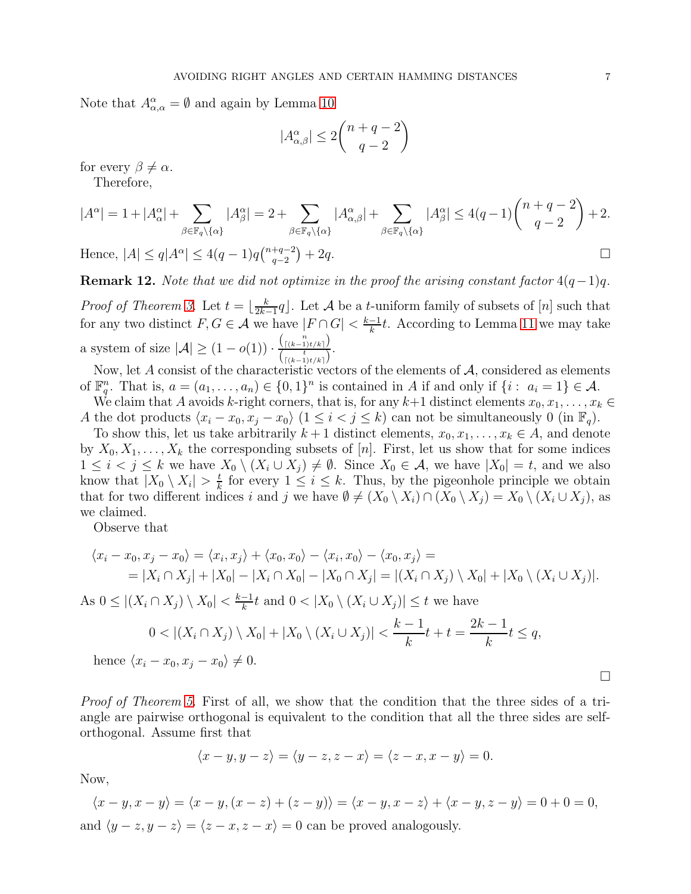Note that $A^{\alpha}_{\alpha,\alpha} = \emptyset$ and again by Lemma 10

$$|A^{\alpha}_{\alpha,\beta}| \le 2\binom{n+q-2}{q-2}$$

for every $\beta \neq \alpha$.

Therefore,

$$|A^{\alpha}| = 1 + |A^{\alpha}_{\alpha}| + \sum_{\beta \in \mathbb{F}_q \setminus \{\alpha\}} |A^{\alpha}_{\beta}| = 2 + \sum_{\beta \in \mathbb{F}_q \setminus \{\alpha\}} |A^{\alpha}_{\alpha,\beta}| + \sum_{\beta \in \mathbb{F}_q \setminus \{\alpha\}} |A^{\alpha}_{\beta}| \le 4(q-1)\binom{n+q-2}{q-2} + 2.$$

Hence, $|A| \le q|A^{\alpha}| \le 4(q-1)q\binom{n+q-2}{q-2} + 2q$. □

**Remark 12.** *Note that we did not optimize in the proof the arising constant factor $4(q-1)q$.*

*Proof of Theorem 3.* Let $t = \lfloor \frac{k}{2k-1} q \rfloor$. Let $\mathcal{A}$ be a $t$-uniform family of subsets of $[n]$ such that for any two distinct $F, G \in \mathcal{A}$ we have $|F \cap G| < \frac{k-1}{k} t$. According to Lemma 11 we may take a system of size $|\mathcal{A}| \ge (1 - o(1)) \cdot \frac{\binom{n}{\lceil (k-1)t/k \rceil}}{\binom{t}{\lceil (k-1)t/k \rceil}}$.

Now, let $A$ consist of the characteristic vectors of the elements of $\mathcal{A}$, considered as elements of $\mathbb{F}_q^n$. That is, $a = (a_1, \ldots, a_n) \in \{0,1\}^n$ is contained in $A$ if and only if $\{i : a_i = 1\} \in \mathcal{A}$.

We claim that $A$ avoids $k$-right corners, that is, for any $k+1$ distinct elements $x_0, x_1, \ldots, x_k \in A$ the dot products $\langle x_i - x_0, x_j - x_0 \rangle$ $(1 \le i < j \le k)$ can not be simultaneously 0 (in $\mathbb{F}_q$).

To show this, let us take arbitrarily $k+1$ distinct elements, $x_0, x_1, \ldots, x_k \in A$, and denote by $X_0, X_1, \ldots, X_k$ the corresponding subsets of $[n]$. First, let us show that for some indices $1 \le i < j \le k$ we have $X_0 \setminus (X_i \cup X_j) \neq \emptyset$. Since $X_0 \in \mathcal{A}$, we have $|X_0| = t$, and we also know that $|X_0 \setminus X_i| > \frac{t}{k}$ for every $1 \le i \le k$. Thus, by the pigeonhole principle we obtain that for two different indices $i$ and $j$ we have $\emptyset \neq (X_0 \setminus X_i) \cap (X_0 \setminus X_j) = X_0 \setminus (X_i \cup X_j)$, as we claimed.

Observe that

$$\begin{aligned}\langle x_i - x_0, x_j - x_0 \rangle &= \langle x_i, x_j \rangle + \langle x_0, x_0 \rangle - \langle x_i, x_0 \rangle - \langle x_0, x_j \rangle = \\ &= |X_i \cap X_j| + |X_0| - |X_i \cap X_0| - |X_0 \cap X_j| = |(X_i \cap X_j) \setminus X_0| + |X_0 \setminus (X_i \cup X_j)|.\end{aligned}$$

As $0 \le |(X_i \cap X_j) \setminus X_0| < \frac{k-1}{k} t$ and $0 < |X_0 \setminus (X_i \cup X_j)| \le t$ we have

$$0 < |(X_i \cap X_j) \setminus X_0| + |X_0 \setminus (X_i \cup X_j)| < \frac{k-1}{k} t + t = \frac{2k-1}{k} t \le q,$$

hence $\langle x_i - x_0, x_j - x_0 \rangle \neq 0$.

□

*Proof of Theorem 5.* First of all, we show that the condition that the three sides of a triangle are pairwise orthogonal is equivalent to the condition that all the three sides are self-orthogonal. Assume first that

$$\langle x - y, y - z \rangle = \langle y - z, z - x \rangle = \langle z - x, x - y \rangle = 0.$$

Now,

$$\langle x - y, x - y \rangle = \langle x - y, (x - z) + (z - y) \rangle = \langle x - y, x - z \rangle + \langle x - y, z - y \rangle = 0 + 0 = 0,$$

and $\langle y - z, y - z \rangle = \langle z - x, z - x \rangle = 0$ can be proved analogously.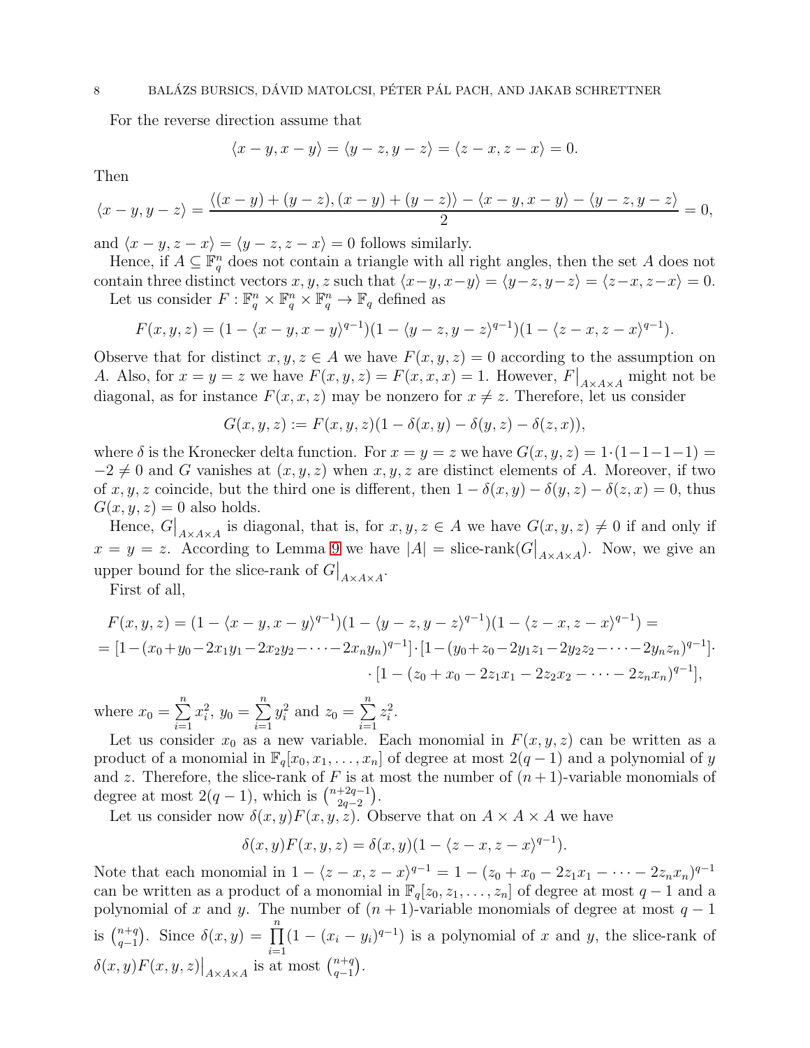For the reverse direction assume that

$$\langle x-y, x-y\rangle = \langle y-z, y-z\rangle = \langle z-x, z-x\rangle = 0.$$

Then

$$\langle x-y, y-z\rangle = \frac{\langle (x-y)+(y-z), (x-y)+(y-z)\rangle - \langle x-y, x-y\rangle - \langle y-z, y-z\rangle}{2} = 0,$$

and $\langle x-y, z-x\rangle = \langle y-z, z-x\rangle = 0$ follows similarly.

Hence, if $A \subseteq \mathbb{F}_q^n$ does not contain a triangle with all right angles, then the set $A$ does not contain three distinct vectors $x, y, z$ such that $\langle x-y, x-y\rangle = \langle y-z, y-z\rangle = \langle z-x, z-x\rangle = 0$.

Let us consider $F : \mathbb{F}_q^n \times \mathbb{F}_q^n \times \mathbb{F}_q^n \to \mathbb{F}_q$ defined as

$$F(x, y, z) = (1 - \langle x-y, x-y\rangle^{q-1})(1 - \langle y-z, y-z\rangle^{q-1})(1 - \langle z-x, z-x\rangle^{q-1}).$$

Observe that for distinct $x, y, z \in A$ we have $F(x, y, z) = 0$ according to the assumption on $A$. Also, for $x = y = z$ we have $F(x, y, z) = F(x, x, x) = 1$. However, $F\big|_{A\times A\times A}$ might not be diagonal, as for instance $F(x, x, z)$ may be nonzero for $x \neq z$. Therefore, let us consider

$$G(x, y, z) := F(x, y, z)(1 - \delta(x, y) - \delta(y, z) - \delta(z, x)),$$

where $\delta$ is the Kronecker delta function. For $x = y = z$ we have $G(x, y, z) = 1\cdot(1-1-1-1) = -2 \neq 0$ and $G$ vanishes at $(x, y, z)$ when $x, y, z$ are distinct elements of $A$. Moreover, if two of $x, y, z$ coincide, but the third one is different, then $1 - \delta(x, y) - \delta(y, z) - \delta(z, x) = 0$, thus $G(x, y, z) = 0$ also holds.

Hence, $G\big|_{A\times A\times A}$ is diagonal, that is, for $x, y, z \in A$ we have $G(x, y, z) \neq 0$ if and only if $x = y = z$. According to Lemma 9 we have $|A| = \text{slice-rank}(G\big|_{A\times A\times A})$. Now, we give an upper bound for the slice-rank of $G\big|_{A\times A\times A}$.

First of all,

$$\begin{aligned}
F(x, y, z) &= (1 - \langle x-y, x-y\rangle^{q-1})(1 - \langle y-z, y-z\rangle^{q-1})(1 - \langle z-x, z-x\rangle^{q-1}) = \\
&= [1-(x_0+y_0-2x_1y_1-2x_2y_2-\cdots-2x_ny_n)^{q-1}]\cdot[1-(y_0+z_0-2y_1z_1-2y_2z_2-\cdots-2y_nz_n)^{q-1}]\cdot \\
&\quad \cdot[1-(z_0+x_0-2z_1x_1-2z_2x_2-\cdots-2z_nx_n)^{q-1}],
\end{aligned}$$

where $x_0 = \sum_{i=1}^{n} x_i^2$, $y_0 = \sum_{i=1}^{n} y_i^2$ and $z_0 = \sum_{i=1}^{n} z_i^2$.

Let us consider $x_0$ as a new variable. Each monomial in $F(x, y, z)$ can be written as a product of a monomial in $\mathbb{F}_q[x_0, x_1, \ldots, x_n]$ of degree at most $2(q-1)$ and a polynomial of $y$ and $z$. Therefore, the slice-rank of $F$ is at most the number of $(n+1)$-variable monomials of degree at most $2(q-1)$, which is $\binom{n+2q-1}{2q-2}$.

Let us consider now $\delta(x, y)F(x, y, z)$. Observe that on $A \times A \times A$ we have

$$\delta(x, y)F(x, y, z) = \delta(x, y)(1 - \langle z-x, z-x\rangle^{q-1}).$$

Note that each monomial in $1 - \langle z-x, z-x\rangle^{q-1} = 1 - (z_0 + x_0 - 2z_1x_1 - \cdots - 2z_nx_n)^{q-1}$ can be written as a product of a monomial in $\mathbb{F}_q[z_0, z_1, \ldots, z_n]$ of degree at most $q-1$ and a polynomial of $x$ and $y$. The number of $(n+1)$-variable monomials of degree at most $q-1$ is $\binom{n+q}{q-1}$. Since $\delta(x, y) = \prod_{i=1}^{n}(1 - (x_i - y_i)^{q-1})$ is a polynomial of $x$ and $y$, the slice-rank of $\delta(x, y)F(x, y, z)\big|_{A\times A\times A}$ is at most $\binom{n+q}{q-1}$.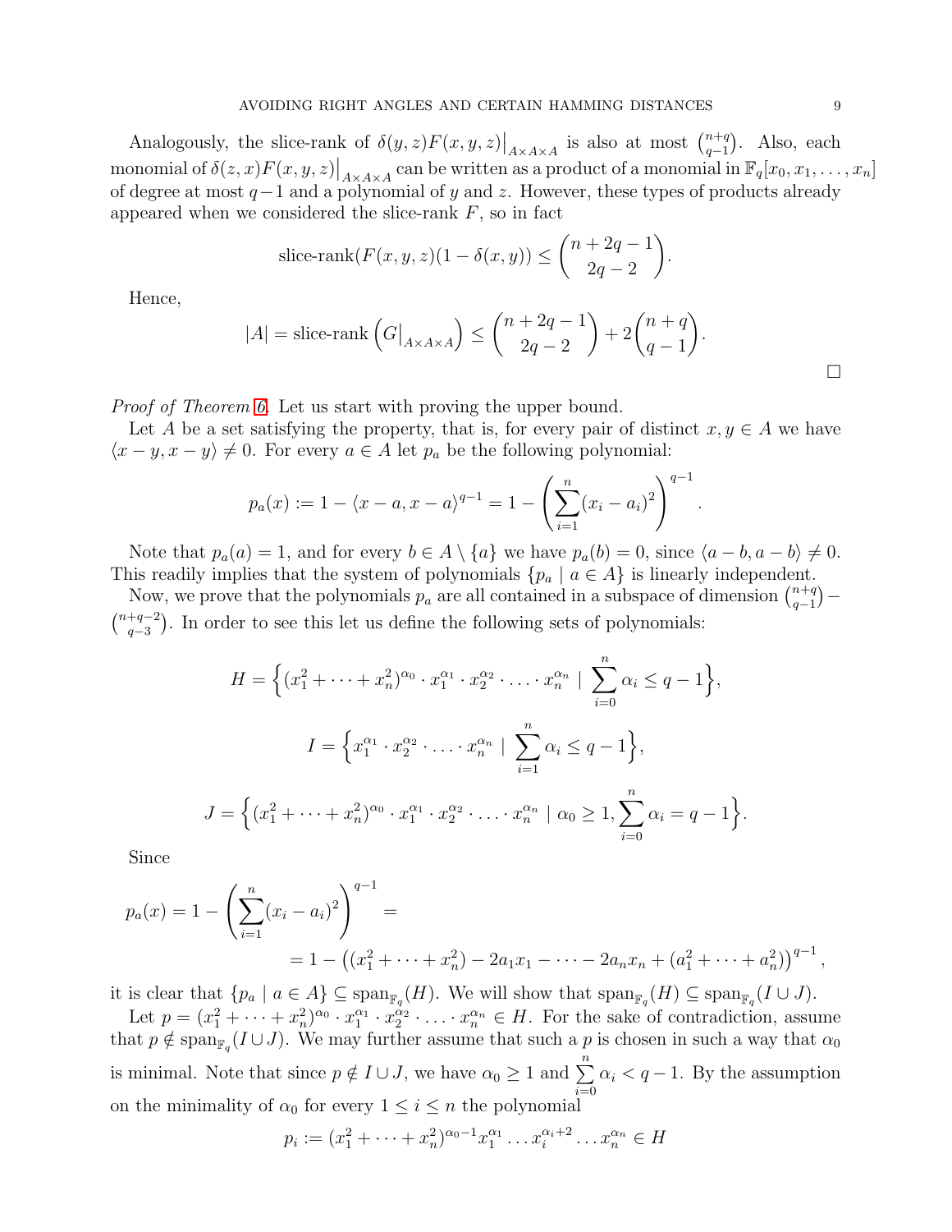Analogously, the slice-rank of $\delta(y,z)F(x,y,z)\big|_{A\times A\times A}$ is also at most $\binom{n+q}{q-1}$. Also, each monomial of $\delta(z,x)F(x,y,z)\big|_{A\times A\times A}$ can be written as a product of a monomial in $\mathbb{F}_q[x_0, x_1, \dots, x_n]$ of degree at most $q-1$ and a polynomial of $y$ and $z$. However, these types of products already appeared when we considered the slice-rank $F$, so in fact

$$\text{slice-rank}(F(x,y,z)(1-\delta(x,y)) \le \binom{n+2q-1}{2q-2}.$$

Hence,

$$|A| = \text{slice-rank}\left(G\big|_{A\times A\times A}\right) \le \binom{n+2q-1}{2q-2} + 2\binom{n+q}{q-1}.$$

□

*Proof of Theorem 6.* Let us start with proving the upper bound.

Let $A$ be a set satisfying the property, that is, for every pair of distinct $x, y \in A$ we have $\langle x-y, x-y\rangle \neq 0$. For every $a \in A$ let $p_a$ be the following polynomial:

$$p_a(x) := 1 - \langle x-a, x-a\rangle^{q-1} = 1 - \left(\sum_{i=1}^{n}(x_i - a_i)^2\right)^{q-1}.$$

Note that $p_a(a) = 1$, and for every $b \in A \setminus \{a\}$ we have $p_a(b) = 0$, since $\langle a-b, a-b\rangle \neq 0$. This readily implies that the system of polynomials $\{p_a \mid a \in A\}$ is linearly independent.

Now, we prove that the polynomials $p_a$ are all contained in a subspace of dimension $\binom{n+q}{q-1} - \binom{n+q-2}{q-3}$. In order to see this let us define the following sets of polynomials:

$$H = \Big\{(x_1^2 + \dots + x_n^2)^{\alpha_0} \cdot x_1^{\alpha_1} \cdot x_2^{\alpha_2} \cdot \ldots \cdot x_n^{\alpha_n} \mid \sum_{i=0}^{n} \alpha_i \le q-1\Big\},$$

$$I = \Big\{x_1^{\alpha_1} \cdot x_2^{\alpha_2} \cdot \ldots \cdot x_n^{\alpha_n} \mid \sum_{i=1}^{n} \alpha_i \le q-1\Big\},$$

$$J = \Big\{(x_1^2 + \dots + x_n^2)^{\alpha_0} \cdot x_1^{\alpha_1} \cdot x_2^{\alpha_2} \cdot \ldots \cdot x_n^{\alpha_n} \mid \alpha_0 \ge 1, \sum_{i=0}^{n} \alpha_i = q-1\Big\}.$$

Since

$$p_a(x) = 1 - \left(\sum_{i=1}^{n}(x_i - a_i)^2\right)^{q-1} =$$
$$= 1 - \left((x_1^2 + \dots + x_n^2) - 2a_1x_1 - \dots - 2a_nx_n + (a_1^2 + \dots + a_n^2)\right)^{q-1},$$

it is clear that $\{p_a \mid a \in A\} \subseteq \text{span}_{\mathbb{F}_q}(H)$. We will show that $\text{span}_{\mathbb{F}_q}(H) \subseteq \text{span}_{\mathbb{F}_q}(I \cup J)$.

Let $p = (x_1^2 + \dots + x_n^2)^{\alpha_0} \cdot x_1^{\alpha_1} \cdot x_2^{\alpha_2} \cdot \ldots \cdot x_n^{\alpha_n} \in H$. For the sake of contradiction, assume that $p \notin \text{span}_{\mathbb{F}_q}(I \cup J)$. We may further assume that such a $p$ is chosen in such a way that $\alpha_0$ is minimal. Note that since $p \notin I \cup J$, we have $\alpha_0 \ge 1$ and $\sum_{i=0}^{n} \alpha_i < q-1$. By the assumption on the minimality of $\alpha_0$ for every $1 \le i \le n$ the polynomial

$$p_i := (x_1^2 + \dots + x_n^2)^{\alpha_0 - 1} x_1^{\alpha_1} \dots x_i^{\alpha_i + 2} \dots x_n^{\alpha_n} \in H$$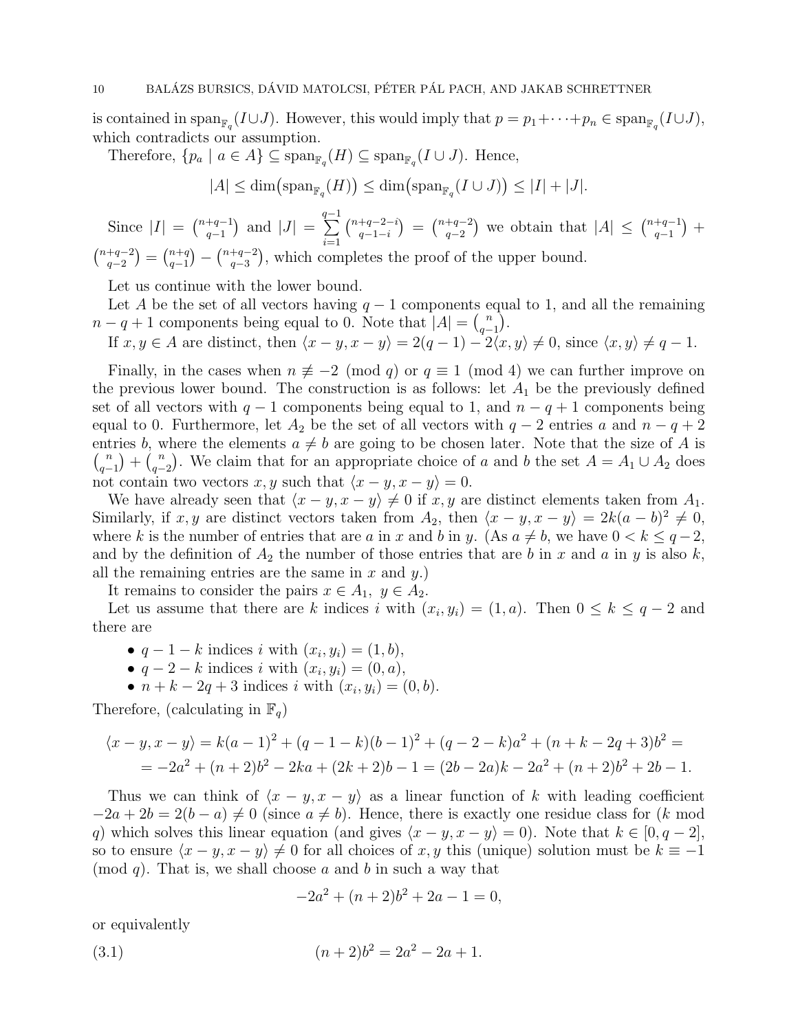is contained in $\operatorname{span}_{\mathbb{F}_q}(I \cup J)$. However, this would imply that $p = p_1 + \cdots + p_n \in \operatorname{span}_{\mathbb{F}_q}(I \cup J)$, which contradicts our assumption.

Therefore, $\{p_a \mid a \in A\} \subseteq \operatorname{span}_{\mathbb{F}_q}(H) \subseteq \operatorname{span}_{\mathbb{F}_q}(I \cup J)$. Hence,

$$|A| \leq \dim\bigl(\operatorname{span}_{\mathbb{F}_q}(H)\bigr) \leq \dim\bigl(\operatorname{span}_{\mathbb{F}_q}(I \cup J)\bigr) \leq |I| + |J|.$$

Since $|I| = \binom{n+q-1}{q-1}$ and $|J| = \sum_{i=1}^{q-1} \binom{n+q-2-i}{q-1-i} = \binom{n+q-2}{q-2}$ we obtain that $|A| \leq \binom{n+q-1}{q-1} + \binom{n+q-2}{q-2} = \binom{n+q}{q-1} - \binom{n+q-2}{q-3}$, which completes the proof of the upper bound.

Let us continue with the lower bound.

Let $A$ be the set of all vectors having $q-1$ components equal to 1, and all the remaining $n-q+1$ components being equal to 0. Note that $|A| = \binom{n}{q-1}$.

If $x, y \in A$ are distinct, then $\langle x-y, x-y \rangle = 2(q-1) - 2\langle x, y \rangle \neq 0$, since $\langle x, y \rangle \neq q-1$.

Finally, in the cases when $n \not\equiv -2 \pmod q$ or $q \equiv 1 \pmod 4$ we can further improve on the previous lower bound. The construction is as follows: let $A_1$ be the previously defined set of all vectors with $q-1$ components being equal to 1, and $n-q+1$ components being equal to 0. Furthermore, let $A_2$ be the set of all vectors with $q-2$ entries $a$ and $n-q+2$ entries $b$, where the elements $a \neq b$ are going to be chosen later. Note that the size of $A$ is $\binom{n}{q-1} + \binom{n}{q-2}$. We claim that for an appropriate choice of $a$ and $b$ the set $A = A_1 \cup A_2$ does not contain two vectors $x, y$ such that $\langle x-y, x-y \rangle = 0$.

We have already seen that $\langle x-y, x-y \rangle \neq 0$ if $x, y$ are distinct elements taken from $A_1$. Similarly, if $x, y$ are distinct vectors taken from $A_2$, then $\langle x-y, x-y \rangle = 2k(a-b)^2 \neq 0$, where $k$ is the number of entries that are $a$ in $x$ and $b$ in $y$. (As $a \neq b$, we have $0 < k \leq q-2$, and by the definition of $A_2$ the number of those entries that are $b$ in $x$ and $a$ in $y$ is also $k$, all the remaining entries are the same in $x$ and $y$.)

It remains to consider the pairs $x \in A_1,\ y \in A_2$.

Let us assume that there are $k$ indices $i$ with $(x_i, y_i) = (1, a)$. Then $0 \leq k \leq q-2$ and there are

- $q-1-k$ indices $i$ with $(x_i, y_i) = (1, b)$,
- $q-2-k$ indices $i$ with $(x_i, y_i) = (0, a)$,
- $n+k-2q+3$ indices $i$ with $(x_i, y_i) = (0, b)$.

Therefore, (calculating in $\mathbb{F}_q$)

$$\begin{aligned}\langle x-y, x-y \rangle &= k(a-1)^2 + (q-1-k)(b-1)^2 + (q-2-k)a^2 + (n+k-2q+3)b^2 = \\ &= -2a^2 + (n+2)b^2 - 2ka + (2k+2)b - 1 = (2b-2a)k - 2a^2 + (n+2)b^2 + 2b - 1.\end{aligned}$$

Thus we can think of $\langle x-y, x-y \rangle$ as a linear function of $k$ with leading coefficient $-2a + 2b = 2(b-a) \neq 0$ (since $a \neq b$). Hence, there is exactly one residue class for ($k$ mod $q$) which solves this linear equation (and gives $\langle x-y, x-y \rangle = 0$). Note that $k \in [0, q-2]$, so to ensure $\langle x-y, x-y \rangle \neq 0$ for all choices of $x, y$ this (unique) solution must be $k \equiv -1 \pmod q$. That is, we shall choose $a$ and $b$ in such a way that

$$-2a^2 + (n+2)b^2 + 2a - 1 = 0,$$

or equivalently

$$(n+2)b^2 = 2a^2 - 2a + 1. \tag{3.1}$$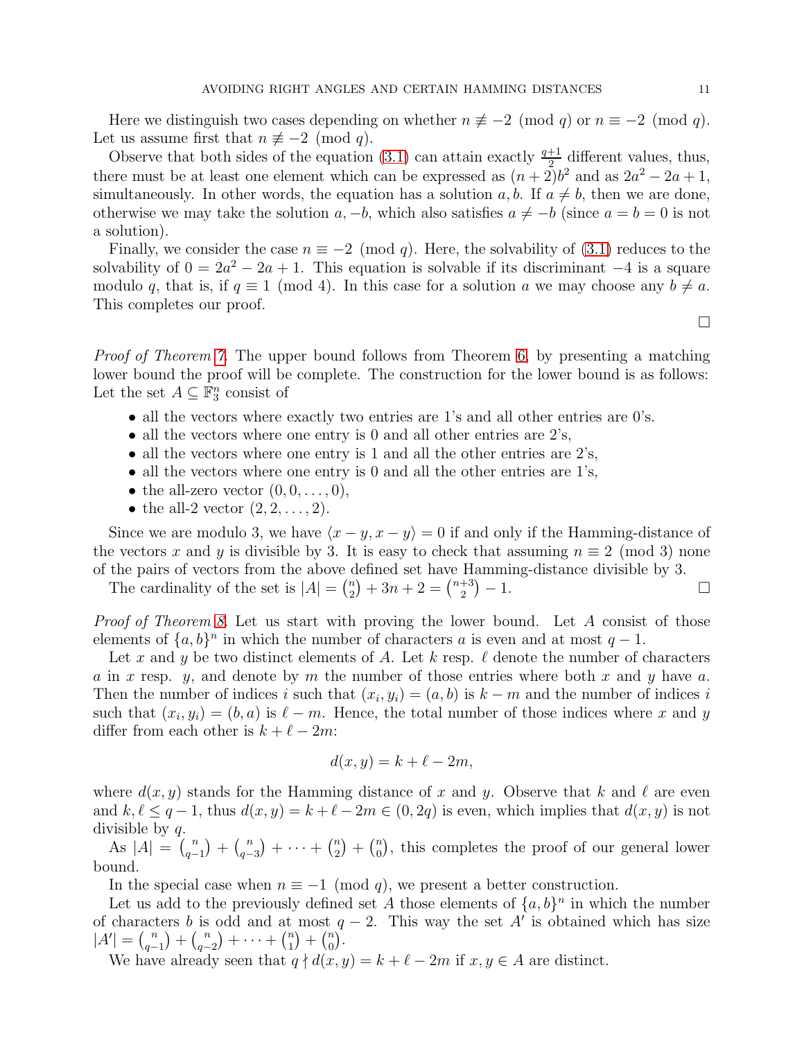Here we distinguish two cases depending on whether $n \not\equiv -2 \pmod q$ or $n \equiv -2 \pmod q$. Let us assume first that $n \not\equiv -2 \pmod q$.

Observe that both sides of the equation (3.1) can attain exactly $\frac{q+1}{2}$ different values, thus, there must be at least one element which can be expressed as $(n+2)b^2$ and as $2a^2 - 2a + 1$, simultaneously. In other words, the equation has a solution $a, b$. If $a \neq b$, then we are done, otherwise we may take the solution $a, -b$, which also satisfies $a \neq -b$ (since $a = b = 0$ is not a solution).

Finally, we consider the case $n \equiv -2 \pmod q$. Here, the solvability of (3.1) reduces to the solvability of $0 = 2a^2 - 2a + 1$. This equation is solvable if its discriminant $-4$ is a square modulo $q$, that is, if $q \equiv 1 \pmod 4$. In this case for a solution $a$ we may choose any $b \neq a$. This completes our proof.

□

*Proof of Theorem 7.* The upper bound follows from Theorem 6, by presenting a matching lower bound the proof will be complete. The construction for the lower bound is as follows: Let the set $A \subseteq \mathbb{F}_3^n$ consist of

- all the vectors where exactly two entries are 1's and all other entries are 0's.
- all the vectors where one entry is 0 and all other entries are 2's,
- all the vectors where one entry is 1 and all the other entries are 2's,
- all the vectors where one entry is 0 and all the other entries are 1's,
- the all-zero vector $(0, 0, \ldots, 0)$,
- the all-2 vector $(2, 2, \ldots, 2)$.

Since we are modulo 3, we have $\langle x - y, x - y \rangle = 0$ if and only if the Hamming-distance of the vectors $x$ and $y$ is divisible by 3. It is easy to check that assuming $n \equiv 2 \pmod 3$ none of the pairs of vectors from the above defined set have Hamming-distance divisible by 3.

The cardinality of the set is $|A| = \binom{n}{2} + 3n + 2 = \binom{n+3}{2} - 1$. □

*Proof of Theorem 8.* Let us start with proving the lower bound. Let $A$ consist of those elements of $\{a, b\}^n$ in which the number of characters $a$ is even and at most $q - 1$.

Let $x$ and $y$ be two distinct elements of $A$. Let $k$ resp. $\ell$ denote the number of characters $a$ in $x$ resp. $y$, and denote by $m$ the number of those entries where both $x$ and $y$ have $a$. Then the number of indices $i$ such that $(x_i, y_i) = (a, b)$ is $k - m$ and the number of indices $i$ such that $(x_i, y_i) = (b, a)$ is $\ell - m$. Hence, the total number of those indices where $x$ and $y$ differ from each other is $k + \ell - 2m$:

$$d(x, y) = k + \ell - 2m,$$

where $d(x, y)$ stands for the Hamming distance of $x$ and $y$. Observe that $k$ and $\ell$ are even and $k, \ell \leq q - 1$, thus $d(x, y) = k + \ell - 2m \in (0, 2q)$ is even, which implies that $d(x, y)$ is not divisible by $q$.

As $|A| = \binom{n}{q-1} + \binom{n}{q-3} + \cdots + \binom{n}{2} + \binom{n}{0}$, this completes the proof of our general lower bound.

In the special case when $n \equiv -1 \pmod q$, we present a better construction.

Let us add to the previously defined set $A$ those elements of $\{a, b\}^n$ in which the number of characters $b$ is odd and at most $q - 2$. This way the set $A'$ is obtained which has size $|A'| = \binom{n}{q-1} + \binom{n}{q-2} + \cdots + \binom{n}{1} + \binom{n}{0}$.

We have already seen that $q \nmid d(x, y) = k + \ell - 2m$ if $x, y \in A$ are distinct.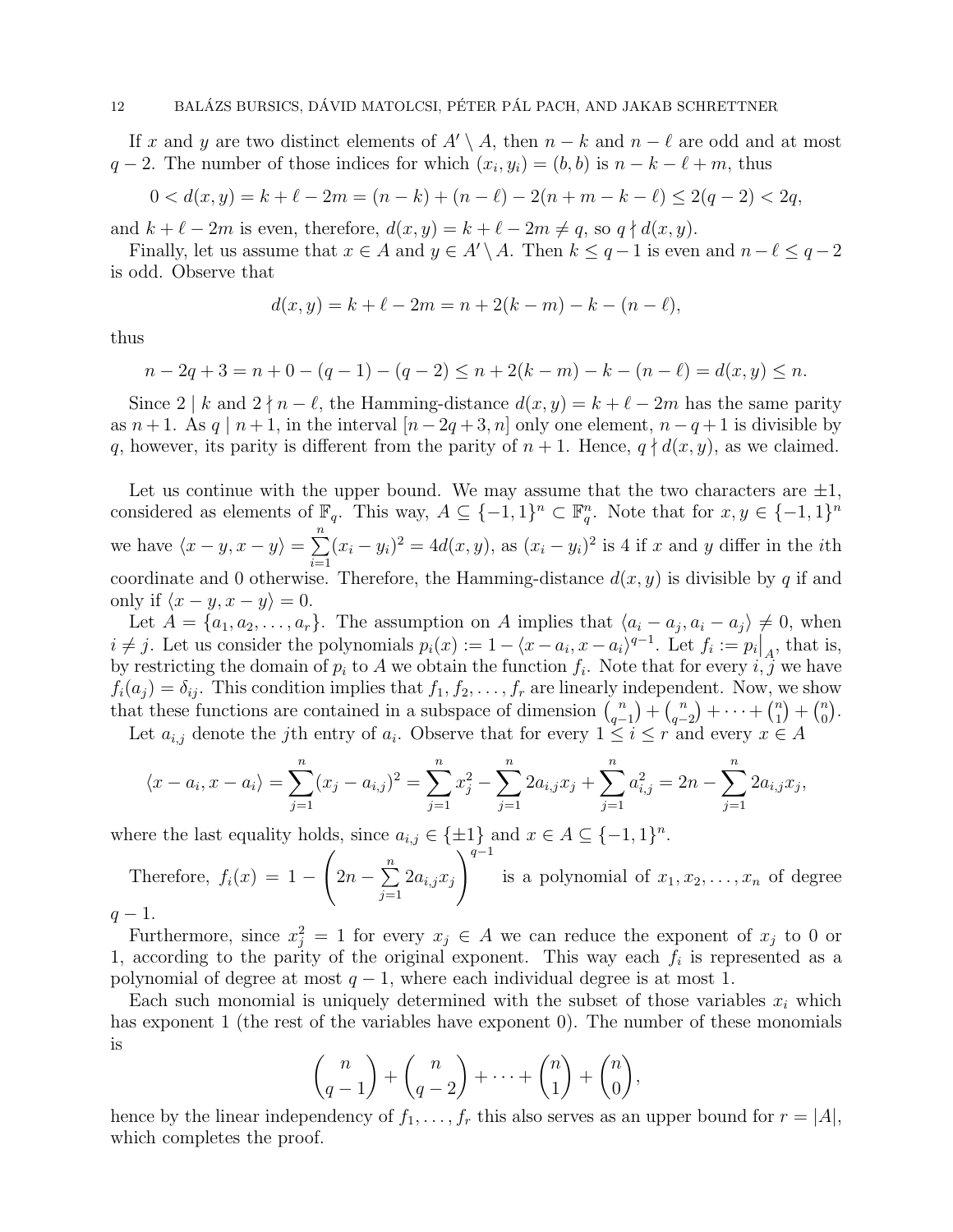If $x$ and $y$ are two distinct elements of $A' \setminus A$, then $n-k$ and $n-\ell$ are odd and at most $q-2$. The number of those indices for which $(x_i, y_i) = (b, b)$ is $n-k-\ell+m$, thus

$$0 < d(x,y) = k + \ell - 2m = (n-k) + (n-\ell) - 2(n+m-k-\ell) \leq 2(q-2) < 2q,$$

and $k+\ell-2m$ is even, therefore, $d(x,y) = k+\ell-2m \neq q$, so $q \nmid d(x,y)$.

Finally, let us assume that $x \in A$ and $y \in A' \setminus A$. Then $k \leq q-1$ is even and $n - \ell \leq q-2$ is odd. Observe that

$$d(x,y) = k + \ell - 2m = n + 2(k-m) - k - (n-\ell),$$

thus

$$n - 2q + 3 = n + 0 - (q-1) - (q-2) \leq n + 2(k-m) - k - (n-\ell) = d(x,y) \leq n.$$

Since $2 \mid k$ and $2 \nmid n - \ell$, the Hamming-distance $d(x,y) = k+\ell-2m$ has the same parity as $n+1$. As $q \mid n+1$, in the interval $[n-2q+3, n]$ only one element, $n-q+1$ is divisible by $q$, however, its parity is different from the parity of $n+1$. Hence, $q \nmid d(x,y)$, as we claimed.

Let us continue with the upper bound. We may assume that the two characters are $\pm 1$, considered as elements of $\mathbb{F}_q$. This way, $A \subseteq \{-1,1\}^n \subset \mathbb{F}_q^n$. Note that for $x, y \in \{-1,1\}^n$ we have $\langle x-y, x-y \rangle = \sum_{i=1}^{n} (x_i - y_i)^2 = 4d(x,y)$, as $(x_i - y_i)^2$ is 4 if $x$ and $y$ differ in the $i$th coordinate and 0 otherwise. Therefore, the Hamming-distance $d(x,y)$ is divisible by $q$ if and only if $\langle x-y, x-y \rangle = 0$.

Let $A = \{a_1, a_2, \ldots, a_r\}$. The assumption on $A$ implies that $\langle a_i - a_j, a_i - a_j \rangle \neq 0$, when $i \neq j$. Let us consider the polynomials $p_i(x) := 1 - \langle x - a_i, x - a_i \rangle^{q-1}$. Let $f_i := p_i\big|_A$, that is, by restricting the domain of $p_i$ to $A$ we obtain the function $f_i$. Note that for every $i, j$ we have $f_i(a_j) = \delta_{ij}$. This condition implies that $f_1, f_2, \ldots, f_r$ are linearly independent. Now, we show that these functions are contained in a subspace of dimension $\binom{n}{q-1} + \binom{n}{q-2} + \cdots + \binom{n}{1} + \binom{n}{0}$.

Let $a_{i,j}$ denote the $j$th entry of $a_i$. Observe that for every $1 \leq i \leq r$ and every $x \in A$

$$\langle x - a_i, x - a_i \rangle = \sum_{j=1}^{n} (x_j - a_{i,j})^2 = \sum_{j=1}^{n} x_j^2 - \sum_{j=1}^{n} 2a_{i,j}x_j + \sum_{j=1}^{n} a_{i,j}^2 = 2n - \sum_{j=1}^{n} 2a_{i,j}x_j,$$

where the last equality holds, since $a_{i,j} \in \{\pm 1\}$ and $x \in A \subseteq \{-1,1\}^n$.

Therefore, $f_i(x) = 1 - \left(2n - \sum_{j=1}^{n} 2a_{i,j}x_j\right)^{q-1}$ is a polynomial of $x_1, x_2, \ldots, x_n$ of degree $q-1$.

Furthermore, since $x_j^2 = 1$ for every $x_j \in A$ we can reduce the exponent of $x_j$ to 0 or 1, according to the parity of the original exponent. This way each $f_i$ is represented as a polynomial of degree at most $q-1$, where each individual degree is at most 1.

Each such monomial is uniquely determined with the subset of those variables $x_i$ which has exponent 1 (the rest of the variables have exponent 0). The number of these monomials is

$$\binom{n}{q-1} + \binom{n}{q-2} + \cdots + \binom{n}{1} + \binom{n}{0},$$

hence by the linear independency of $f_1, \ldots, f_r$ this also serves as an upper bound for $r = |A|$, which completes the proof.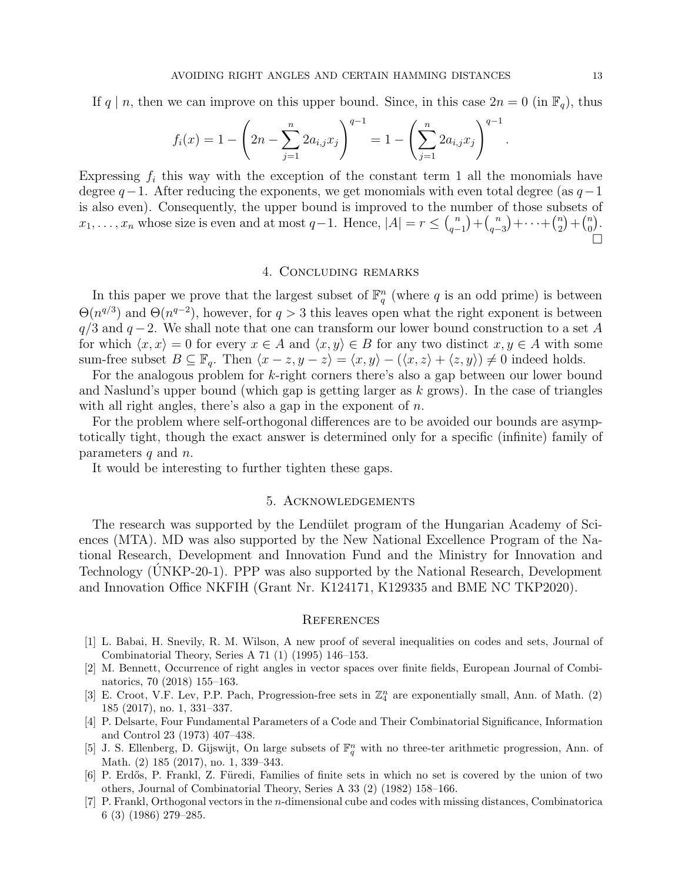If $q \mid n$, then we can improve on this upper bound. Since, in this case $2n = 0$ (in $\mathbb{F}_q$), thus

$$f_i(x) = 1 - \left(2n - \sum_{j=1}^{n} 2a_{i,j}x_j\right)^{q-1} = 1 - \left(\sum_{j=1}^{n} 2a_{i,j}x_j\right)^{q-1}.$$

Expressing $f_i$ this way with the exception of the constant term 1 all the monomials have degree $q-1$. After reducing the exponents, we get monomials with even total degree (as $q-1$ is also even). Consequently, the upper bound is improved to the number of those subsets of $x_1, \ldots, x_n$ whose size is even and at most $q-1$. Hence, $|A| = r \leq \binom{n}{q-1} + \binom{n}{q-3} + \cdots + \binom{n}{2} + \binom{n}{0}$. □

## 4. Concluding remarks

In this paper we prove that the largest subset of $\mathbb{F}_q^n$ (where $q$ is an odd prime) is between $\Theta(n^{q/3})$ and $\Theta(n^{q-2})$, however, for $q > 3$ this leaves open what the right exponent is between $q/3$ and $q-2$. We shall note that one can transform our lower bound construction to a set $A$ for which $\langle x, x\rangle = 0$ for every $x \in A$ and $\langle x, y\rangle \in B$ for any two distinct $x, y \in A$ with some sum-free subset $B \subseteq \mathbb{F}_q$. Then $\langle x - z, y - z\rangle = \langle x, y\rangle - (\langle x, z\rangle + \langle z, y\rangle) \neq 0$ indeed holds.

For the analogous problem for $k$-right corners there's also a gap between our lower bound and Naslund's upper bound (which gap is getting larger as $k$ grows). In the case of triangles with all right angles, there's also a gap in the exponent of $n$.

For the problem where self-orthogonal differences are to be avoided our bounds are asymptotically tight, though the exact answer is determined only for a specific (infinite) family of parameters $q$ and $n$.

It would be interesting to further tighten these gaps.

## 5. Acknowledgements

The research was supported by the Lendület program of the Hungarian Academy of Sciences (MTA). MD was also supported by the New National Excellence Program of the National Research, Development and Innovation Fund and the Ministry for Innovation and Technology (ÚNKP-20-1). PPP was also supported by the National Research, Development and Innovation Office NKFIH (Grant Nr. K124171, K129335 and BME NC TKP2020).

## References

[1] L. Babai, H. Snevily, R. M. Wilson, A new proof of several inequalities on codes and sets, Journal of Combinatorial Theory, Series A 71 (1) (1995) 146–153.

[2] M. Bennett, Occurrence of right angles in vector spaces over finite fields, European Journal of Combinatorics, 70 (2018) 155–163.

[3] E. Croot, V.F. Lev, P.P. Pach, Progression-free sets in $\mathbb{Z}_4^n$ are exponentially small, Ann. of Math. (2) 185 (2017), no. 1, 331–337.

[4] P. Delsarte, Four Fundamental Parameters of a Code and Their Combinatorial Significance, Information and Control 23 (1973) 407–438.

[5] J. S. Ellenberg, D. Gijswijt, On large subsets of $\mathbb{F}_q^n$ with no three-ter arithmetic progression, Ann. of Math. (2) 185 (2017), no. 1, 339–343.

[6] P. Erdős, P. Frankl, Z. Füredi, Families of finite sets in which no set is covered by the union of two others, Journal of Combinatorial Theory, Series A 33 (2) (1982) 158–166.

[7] P. Frankl, Orthogonal vectors in the $n$-dimensional cube and codes with missing distances, Combinatorica 6 (3) (1986) 279–285.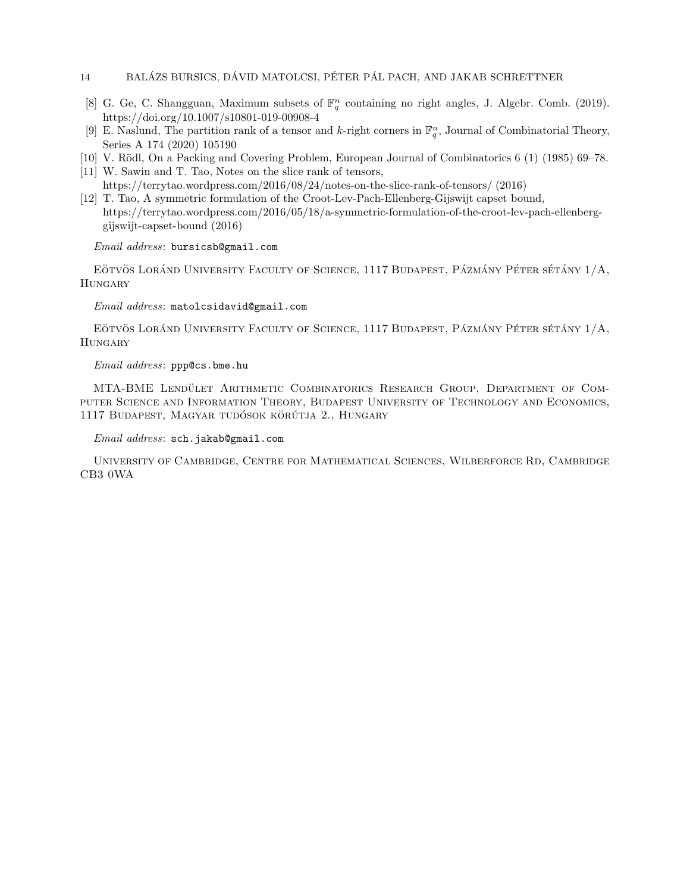[8] G. Ge, C. Shangguan, Maximum subsets of $\mathbb{F}_q^n$ containing no right angles, J. Algebr. Comb. (2019). https://doi.org/10.1007/s10801-019-00908-4

[9] E. Naslund, The partition rank of a tensor and $k$-right corners in $\mathbb{F}_q^n$, Journal of Combinatorial Theory, Series A 174 (2020) 105190

[10] V. Rödl, On a Packing and Covering Problem, European Journal of Combinatorics 6 (1) (1985) 69–78.

[11] W. Sawin and T. Tao, Notes on the slice rank of tensors, https://terrytao.wordpress.com/2016/08/24/notes-on-the-slice-rank-of-tensors/ (2016)

[12] T. Tao, A symmetric formulation of the Croot-Lev-Pach-Ellenberg-Gijswijt capset bound, https://terrytao.wordpress.com/2016/05/18/a-symmetric-formulation-of-the-croot-lev-pach-ellenberg-gijswijt-capset-bound (2016)

*Email address*: bursicsb@gmail.com

Eötvös Loránd University Faculty of Science, 1117 Budapest, Pázmány Péter sétány 1/A, Hungary

*Email address*: matolcsidavid@gmail.com

Eötvös Loránd University Faculty of Science, 1117 Budapest, Pázmány Péter sétány 1/A, Hungary

*Email address*: ppp@cs.bme.hu

MTA-BME Lendület Arithmetic Combinatorics Research Group, Department of Computer Science and Information Theory, Budapest University of Technology and Economics, 1117 Budapest, Magyar tudósok körútja 2., Hungary

*Email address*: sch.jakab@gmail.com

University of Cambridge, Centre for Mathematical Sciences, Wilberforce Rd, Cambridge CB3 0WA